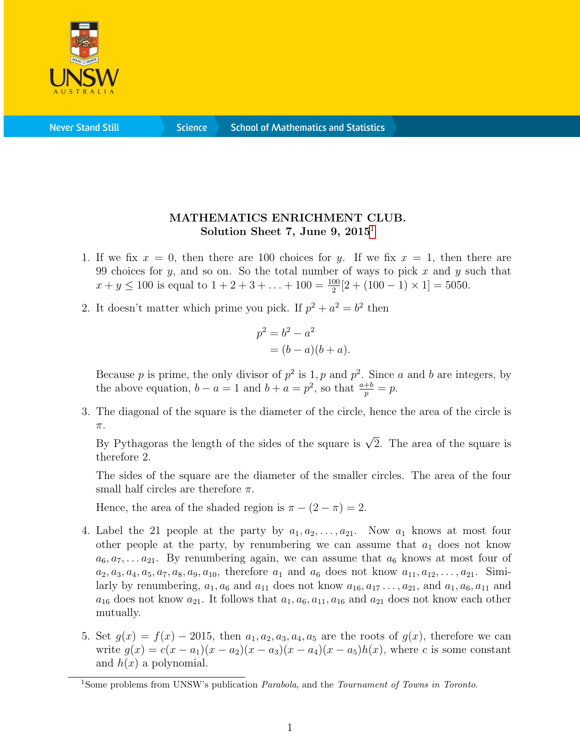**MATHEMATICS ENRICHMENT CLUB.**
**Solution Sheet 7, June 9, 2015**[1]

1. If we fix $x = 0$, then there are 100 choices for $y$. If we fix $x = 1$, then there are 99 choices for $y$, and so on. So the total number of ways to pick $x$ and $y$ such that $x + y \leq 100$ is equal to $1 + 2 + 3 + \ldots + 100 = \frac{100}{2}[2 + (100 - 1) \times 1] = 5050$.

2. It doesn't matter which prime you pick. If $p^2 + a^2 = b^2$ then

$$\begin{aligned} p^2 &= b^2 - a^2 \\ &= (b - a)(b + a). \end{aligned}$$

   Because $p$ is prime, the only divisor of $p^2$ is $1, p$ and $p^2$. Since $a$ and $b$ are integers, by the above equation, $b - a = 1$ and $b + a = p^2$, so that $\frac{a+b}{p} = p$.

3. The diagonal of the square is the diameter of the circle, hence the area of the circle is $\pi$.

   By Pythagoras the length of the sides of the square is $\sqrt{2}$. The area of the square is therefore 2.

   The sides of the square are the diameter of the smaller circles. The area of the four small half circles are therefore $\pi$.

   Hence, the area of the shaded region is $\pi - (2 - \pi) = 2$.

4. Label the 21 people at the party by $a_1, a_2, \ldots, a_{21}$. Now $a_1$ knows at most four other people at the party, by renumbering we can assume that $a_1$ does not know $a_6, a_7, \ldots a_{21}$. By renumbering again, we can assume that $a_6$ knows at most four of $a_2, a_3, a_4, a_5, a_7, a_8, a_9, a_{10}$, therefore $a_1$ and $a_6$ does not know $a_{11}, a_{12}, \ldots, a_{21}$. Similarly by renumbering, $a_1, a_6$ and $a_{11}$ does not know $a_{16}, a_{17} \ldots, a_{21}$, and $a_1, a_6, a_{11}$ and $a_{16}$ does not know $a_{21}$. It follows that $a_1, a_6, a_{11}, a_{16}$ and $a_{21}$ does not know each other mutually.

5. Set $g(x) = f(x) - 2015$, then $a_1, a_2, a_3, a_4, a_5$ are the roots of $g(x)$, therefore we can write $g(x) = c(x - a_1)(x - a_2)(x - a_3)(x - a_4)(x - a_5)h(x)$, where $c$ is some constant and $h(x)$ a polynomial.

---

[1] Some problems from UNSW's publication *Parabola*, and the *Tournament of Towns in Toronto*.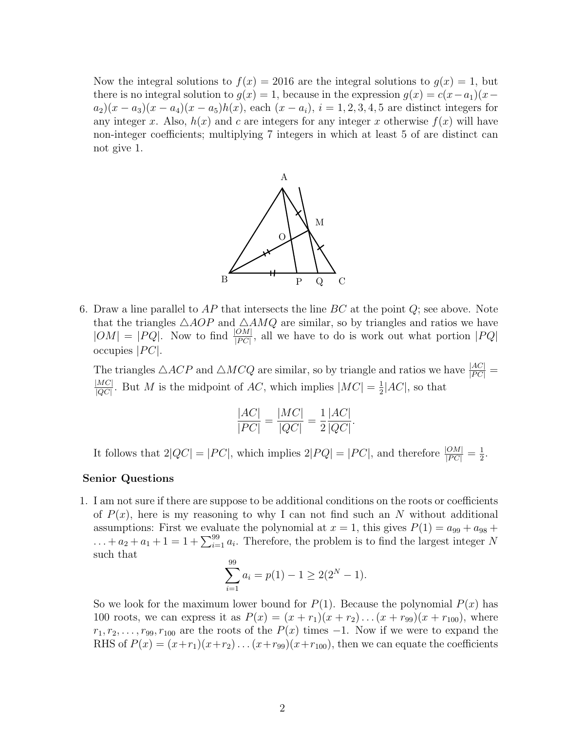Now the integral solutions to $f(x) = 2016$ are the integral solutions to $g(x) = 1$, but there is no integral solution to $g(x) = 1$, because in the expression $g(x) = c(x-a_1)(x-a_2)(x-a_3)(x-a_4)(x-a_5)h(x)$, each $(x-a_i)$, $i = 1,2,3,4,5$ are distinct integers for any integer $x$. Also, $h(x)$ and $c$ are integers for any integer $x$ otherwise $f(x)$ will have non-integer coefficients; multiplying 7 integers in which at least 5 of are distinct can not give 1.

6. Draw a line parallel to $AP$ that intersects the line $BC$ at the point $Q$; see above. Note that the triangles $\triangle AOP$ and $\triangle AMQ$ are similar, so by triangles and ratios we have $|OM| = |PQ|$. Now to find $\frac{|OM|}{|PC|}$, all we have to do is work out what portion $|PQ|$ occupies $|PC|$.

   The triangles $\triangle ACP$ and $\triangle MCQ$ are similar, so by triangle and ratios we have $\frac{|AC|}{|PC|} = \frac{|MC|}{|QC|}$. But $M$ is the midpoint of $AC$, which implies $|MC| = \frac{1}{2}|AC|$, so that

$$\frac{|AC|}{|PC|} = \frac{|MC|}{|QC|} = \frac{1}{2}\frac{|AC|}{|QC|}.$$

   It follows that $2|QC| = |PC|$, which implies $2|PQ| = |PC|$, and therefore $\frac{|OM|}{|PC|} = \frac{1}{2}$.

**Senior Questions**

1. I am not sure if there are suppose to be additional conditions on the roots or coefficients of $P(x)$, here is my reasoning to why I can not find such an $N$ without additional assumptions: First we evaluate the polynomial at $x = 1$, this gives $P(1) = a_{99} + a_{98} + \ldots + a_2 + a_1 + 1 = 1 + \sum_{i=1}^{99} a_i$. Therefore, the problem is to find the largest integer $N$ such that

$$\sum_{i=1}^{99} a_i = p(1) - 1 \geq 2(2^N - 1).$$

   So we look for the maximum lower bound for $P(1)$. Because the polynomial $P(x)$ has 100 roots, we can express it as $P(x) = (x + r_1)(x + r_2)\ldots(x + r_{99})(x + r_{100})$, where $r_1, r_2, \ldots, r_{99}, r_{100}$ are the roots of the $P(x)$ times $-1$. Now if we were to expand the RHS of $P(x) = (x+r_1)(x+r_2)\ldots(x+r_{99})(x+r_{100})$, then we can equate the coefficients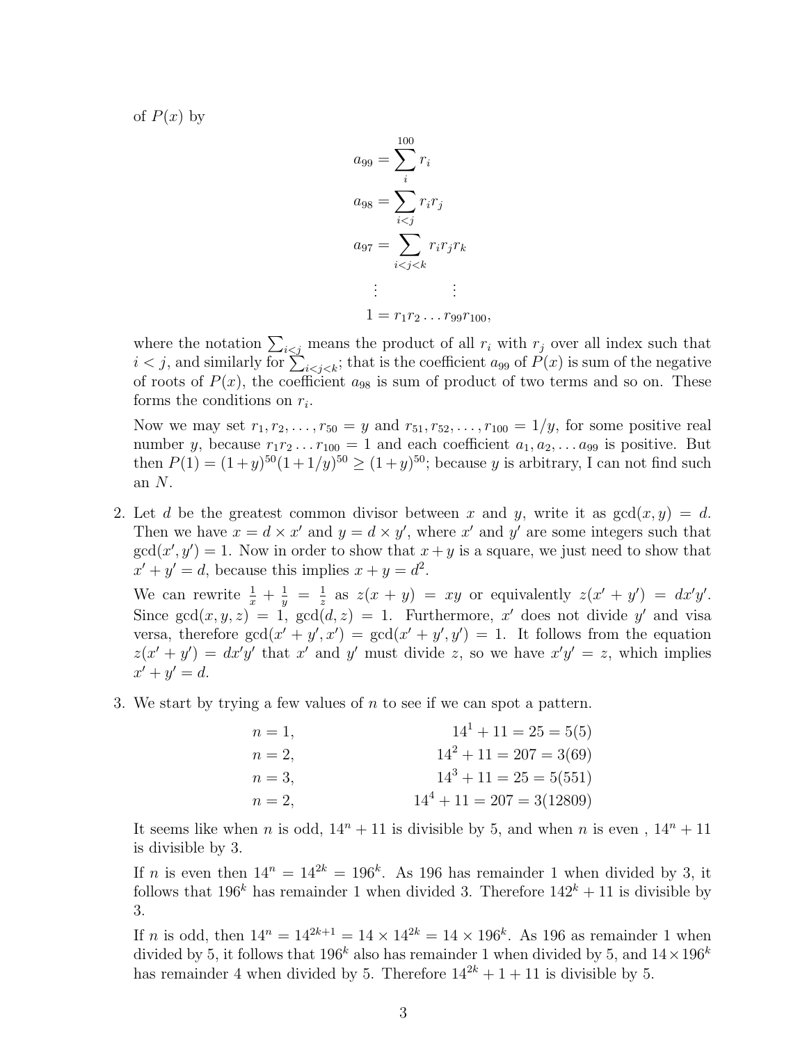of $P(x)$ by

$$
\begin{aligned}
a_{99} &= \sum_{i}^{100} r_i \\
a_{98} &= \sum_{i<j} r_i r_j \\
a_{97} &= \sum_{i<j<k} r_i r_j r_k \\
&\vdots \qquad\qquad \vdots \\
1 &= r_1 r_2 \ldots r_{99} r_{100},
\end{aligned}
$$

where the notation $\sum_{i<j}$ means the product of all $r_i$ with $r_j$ over all index such that $i < j$, and similarly for $\sum_{i<j<k}$; that is the coefficient $a_{99}$ of $P(x)$ is sum of the negative of roots of $P(x)$, the coefficient $a_{98}$ is sum of product of two terms and so on. These forms the conditions on $r_i$.

Now we may set $r_1, r_2, \ldots, r_{50} = y$ and $r_{51}, r_{52}, \ldots, r_{100} = 1/y$, for some positive real number $y$, because $r_1 r_2 \ldots r_{100} = 1$ and each coefficient $a_1, a_2, \ldots a_{99}$ is positive. But then $P(1) = (1+y)^{50}(1+1/y)^{50} \geq (1+y)^{50}$; because $y$ is arbitrary, I can not find such an $N$.

2. Let $d$ be the greatest common divisor between $x$ and $y$, write it as $\gcd(x, y) = d$. Then we have $x = d \times x'$ and $y = d \times y'$, where $x'$ and $y'$ are some integers such that $\gcd(x', y') = 1$. Now in order to show that $x + y$ is a square, we just need to show that $x' + y' = d$, because this implies $x + y = d^2$.

   We can rewrite $\frac{1}{x} + \frac{1}{y} = \frac{1}{z}$ as $z(x + y) = xy$ or equivalently $z(x' + y') = dx'y'$. Since $\gcd(x, y, z) = 1$, $\gcd(d, z) = 1$. Furthermore, $x'$ does not divide $y'$ and visa versa, therefore $\gcd(x' + y', x') = \gcd(x' + y', y') = 1$. It follows from the equation $z(x' + y') = dx'y'$ that $x'$ and $y'$ must divide $z$, so we have $x'y' = z$, which implies $x' + y' = d$.

3. We start by trying a few values of $n$ to see if we can spot a pattern.

$$
\begin{aligned}
n &= 1, & 14^1 + 11 &= 25 = 5(5) \\
n &= 2, & 14^2 + 11 &= 207 = 3(69) \\
n &= 3, & 14^3 + 11 &= 25 = 5(551) \\
n &= 2, & 14^4 + 11 &= 207 = 3(12809)
\end{aligned}
$$

   It seems like when $n$ is odd, $14^n + 11$ is divisible by 5, and when $n$ is even , $14^n + 11$ is divisible by 3.

   If $n$ is even then $14^n = 14^{2k} = 196^k$. As 196 has remainder 1 when divided by 3, it follows that $196^k$ has remainder 1 when divided 3. Therefore $142^k + 11$ is divisible by 3.

   If $n$ is odd, then $14^n = 14^{2k+1} = 14 \times 14^{2k} = 14 \times 196^k$. As 196 as remainder 1 when divided by 5, it follows that $196^k$ also has remainder 1 when divided by 5, and $14 \times 196^k$ has remainder 4 when divided by 5. Therefore $14^{2k} + 1 + 11$ is divisible by 5.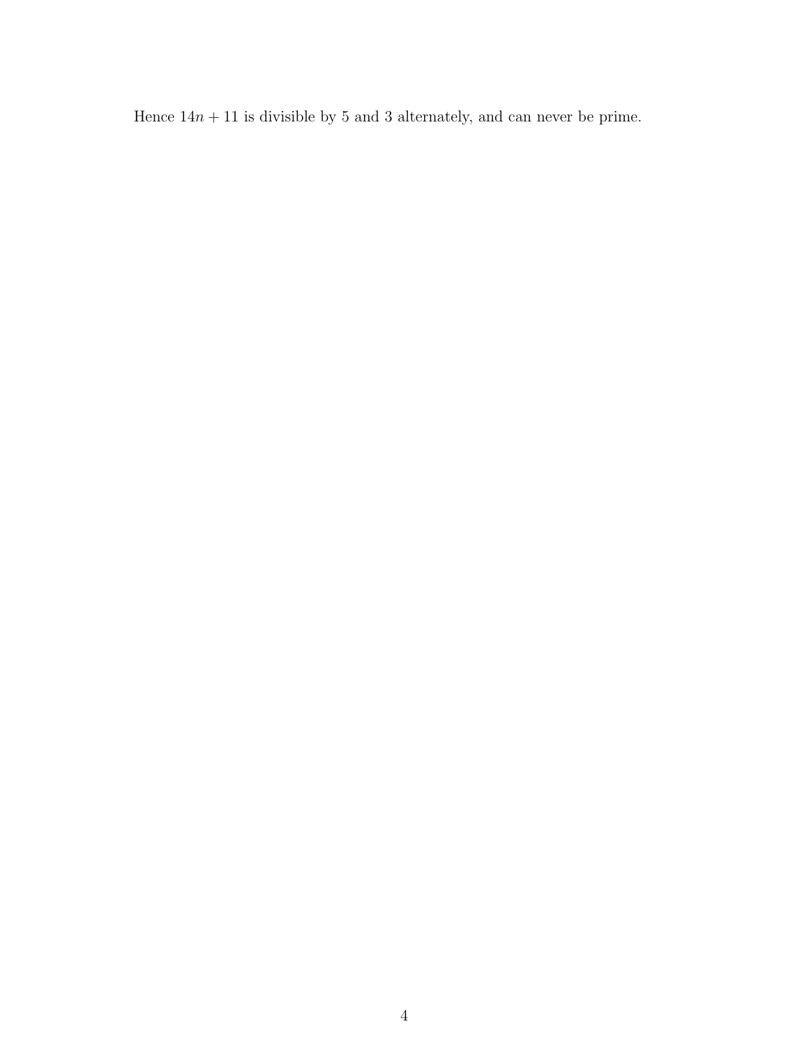Hence $14n + 11$ is divisible by 5 and 3 alternately, and can never be prime.